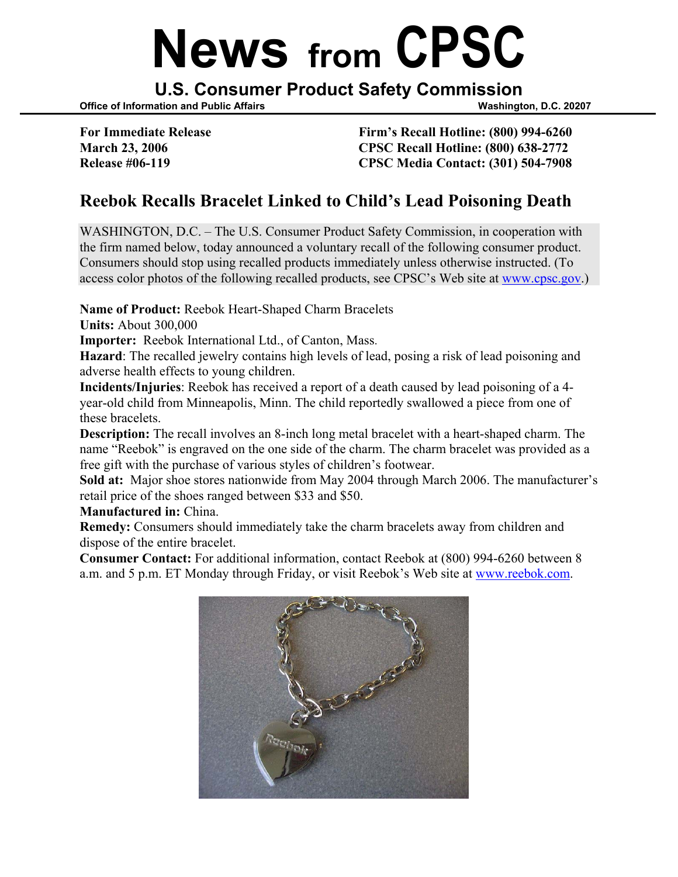# News from CPSC

## U.S. Consumer Product Safety Commission

**Office of Information and Public Affairs** **Washington, D.C. 20207**

**For Immediate Release**
**March 23, 2006**
**Release #06-119**

**Firm's Recall Hotline: (800) 994-6260**
**CPSC Recall Hotline: (800) 638-2772**
**CPSC Media Contact: (301) 504-7908**

## Reebok Recalls Bracelet Linked to Child's Lead Poisoning Death

WASHINGTON, D.C. – The U.S. Consumer Product Safety Commission, in cooperation with the firm named below, today announced a voluntary recall of the following consumer product. Consumers should stop using recalled products immediately unless otherwise instructed. (To access color photos of the following recalled products, see CPSC's Web site at www.cpsc.gov.)

**Name of Product:** Reebok Heart-Shaped Charm Bracelets

**Units:** About 300,000

**Importer:** Reebok International Ltd., of Canton, Mass.

**Hazard**: The recalled jewelry contains high levels of lead, posing a risk of lead poisoning and adverse health effects to young children.

**Incidents/Injuries**: Reebok has received a report of a death caused by lead poisoning of a 4-year-old child from Minneapolis, Minn. The child reportedly swallowed a piece from one of these bracelets.

**Description:** The recall involves an 8-inch long metal bracelet with a heart-shaped charm. The name "Reebok" is engraved on the one side of the charm. The charm bracelet was provided as a free gift with the purchase of various styles of children's footwear.

**Sold at:** Major shoe stores nationwide from May 2004 through March 2006. The manufacturer's retail price of the shoes ranged between $33 and $50.

**Manufactured in:** China.

**Remedy:** Consumers should immediately take the charm bracelets away from children and dispose of the entire bracelet.

**Consumer Contact:** For additional information, contact Reebok at (800) 994-6260 between 8 a.m. and 5 p.m. ET Monday through Friday, or visit Reebok's Web site at www.reebok.com.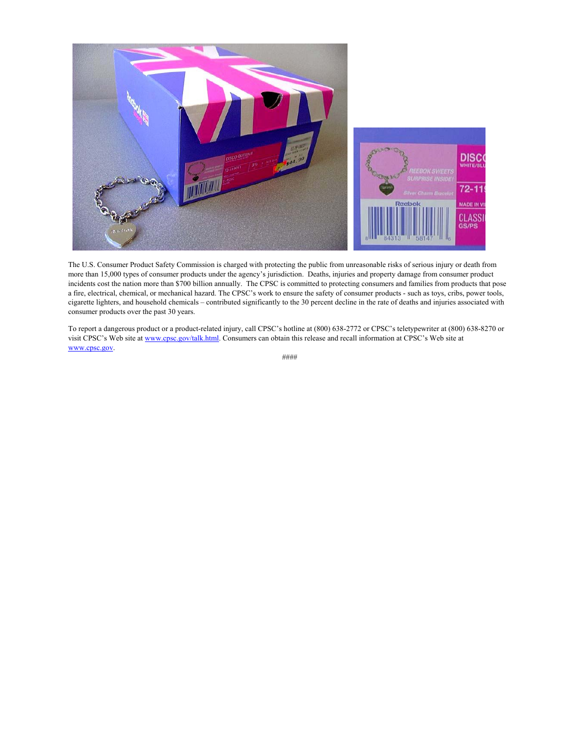The U.S. Consumer Product Safety Commission is charged with protecting the public from unreasonable risks of serious injury or death from more than 15,000 types of consumer products under the agency's jurisdiction. Deaths, injuries and property damage from consumer product incidents cost the nation more than $700 billion annually. The CPSC is committed to protecting consumers and families from products that pose a fire, electrical, chemical, or mechanical hazard. The CPSC's work to ensure the safety of consumer products - such as toys, cribs, power tools, cigarette lighters, and household chemicals – contributed significantly to the 30 percent decline in the rate of deaths and injuries associated with consumer products over the past 30 years.

To report a dangerous product or a product-related injury, call CPSC's hotline at (800) 638-2772 or CPSC's teletypewriter at (800) 638-8270 or visit CPSC's Web site at www.cpsc.gov/talk.html. Consumers can obtain this release and recall information at CPSC's Web site at www.cpsc.gov.

####